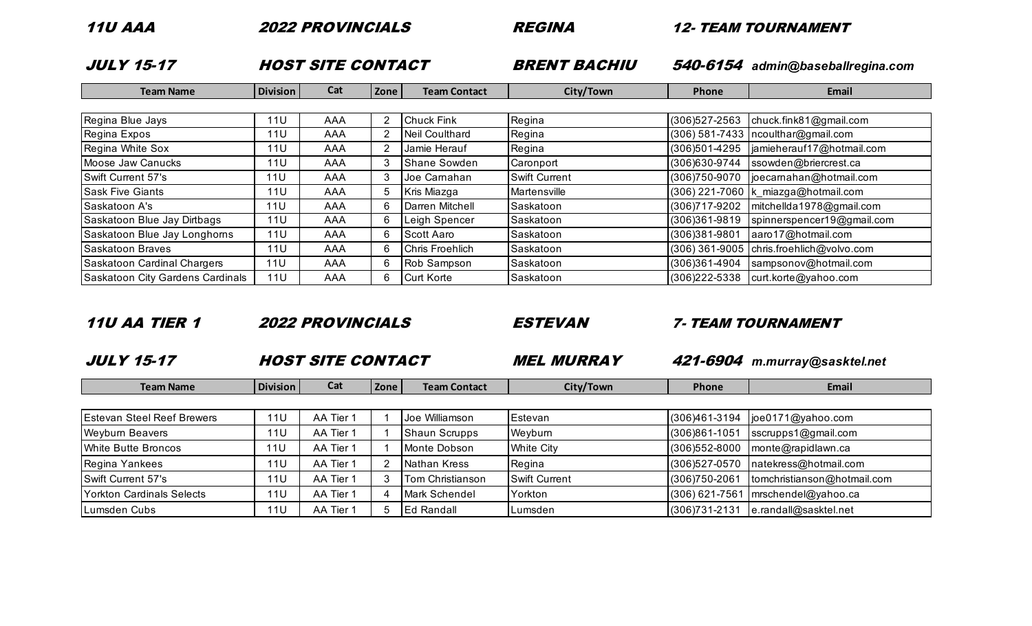***11U AAA*** ***2022 PROVINCIALS*** ***REGINA*** ***12- TEAM TOURNAMENT***

***JULY 15-17*** ***HOST SITE CONTACT*** ***BRENT BACHIU*** ***540-6154*** ***admin@baseballregina.com***

| Team Name | Division | Cat | Zone | Team Contact | City/Town | Phone | Email |
|---|---|---|---|---|---|---|---|
| Regina Blue Jays | 11U | AAA | 2 | Chuck Fink | Regina | (306)527-2563 | chuck.fink81@gmail.com |
| Regina Expos | 11U | AAA | 2 | Neil Coulthard | Regina | (306) 581-7433 | ncoulthar@gmail.com |
| Regina White Sox | 11U | AAA | 2 | Jamie Herauf | Regina | (306)501-4295 | jamieherauf17@hotmail.com |
| Moose Jaw Canucks | 11U | AAA | 3 | Shane Sowden | Caronport | (306)630-9744 | ssowden@briercrest.ca |
| Swift Current 57's | 11U | AAA | 3 | Joe Carnahan | Swift Current | (306)750-9070 | joecarnahan@hotmail.com |
| Sask Five Giants | 11U | AAA | 5 | Kris Miazga | Martensville | (306) 221-7060 | k_miazga@hotmail.com |
| Saskatoon A's | 11U | AAA | 6 | Darren Mitchell | Saskatoon | (306)717-9202 | mitchellda1978@gmail.com |
| Saskatoon Blue Jay Dirtbags | 11U | AAA | 6 | Leigh Spencer | Saskatoon | (306)361-9819 | spinnerspencer19@gmail.com |
| Saskatoon Blue Jay Longhorns | 11U | AAA | 6 | Scott Aaro | Saskatoon | (306)381-9801 | aaro17@hotmail.com |
| Saskatoon Braves | 11U | AAA | 6 | Chris Froehlich | Saskatoon | (306) 361-9005 | chris.froehlich@volvo.com |
| Saskatoon Cardinal Chargers | 11U | AAA | 6 | Rob Sampson | Saskatoon | (306)361-4904 | sampsonov@hotmail.com |
| Saskatoon City Gardens Cardinals | 11U | AAA | 6 | Curt Korte | Saskatoon | (306)222-5338 | curt.korte@yahoo.com |

***11U AA TIER 1*** ***2022 PROVINCIALS*** ***ESTEVAN*** ***7- TEAM TOURNAMENT***

***JULY 15-17*** ***HOST SITE CONTACT*** ***MEL MURRAY*** ***421-6904*** ***m.murray@sasktel.net***

| Team Name | Division | Cat | Zone | Team Contact | City/Town | Phone | Email |
|---|---|---|---|---|---|---|---|
| Estevan Steel Reef Brewers | 11U | AA Tier 1 | 1 | Joe Williamson | Estevan | (306)461-3194 | joe0171@yahoo.com |
| Weyburn Beavers | 11U | AA Tier 1 | 1 | Shaun Scrupps | Weyburn | (306)861-1051 | sscrupps1@gmail.com |
| White Butte Broncos | 11U | AA Tier 1 | 1 | Monte Dobson | White City | (306)552-8000 | monte@rapidlawn.ca |
| Regina Yankees | 11U | AA Tier 1 | 2 | Nathan Kress | Regina | (306)527-0570 | natekress@hotmail.com |
| Swift Current 57's | 11U | AA Tier 1 | 3 | Tom Christianson | Swift Current | (306)750-2061 | tomchristianson@hotmail.com |
| Yorkton Cardinals Selects | 11U | AA Tier 1 | 4 | Mark Schendel | Yorkton | (306) 621-7561 | mrschendel@yahoo.ca |
| Lumsden Cubs | 11U | AA Tier 1 | 5 | Ed Randall | Lumsden | (306)731-2131 | e.randall@sasktel.net |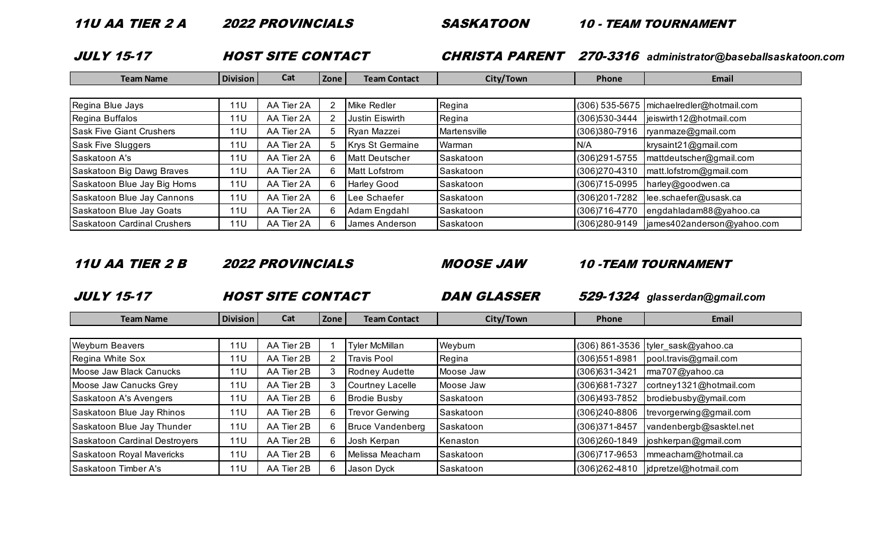## 11U AA TIER 2 A — 2022 PROVINCIALS — SASKATOON — 10 - TEAM TOURNAMENT

**JULY 15-17 — HOST SITE CONTACT — CHRISTA PARENT — 270-3316 administrator@baseballsaskatoon.com**

| Team Name | Division | Cat | Zone | Team Contact | City/Town | Phone | Email |
|---|---|---|---|---|---|---|---|
| Regina Blue Jays | 11U | AA Tier 2A | 2 | Mike Redler | Regina | (306) 535-5675 | michaelredler@hotmail.com |
| Regina Buffalos | 11U | AA Tier 2A | 2 | Justin Eiswirth | Regina | (306)530-3444 | jeiswirth12@hotmail.com |
| Sask Five Giant Crushers | 11U | AA Tier 2A | 5 | Ryan Mazzei | Martensville | (306)380-7916 | ryanmaze@gmail.com |
| Sask Five Sluggers | 11U | AA Tier 2A | 5 | Krys St Germaine | Warman | N/A | krysaint21@gmail.com |
| Saskatoon A's | 11U | AA Tier 2A | 6 | Matt Deutscher | Saskatoon | (306)291-5755 | mattdeutscher@gmail.com |
| Saskatoon Big Dawg Braves | 11U | AA Tier 2A | 6 | Matt Lofstrom | Saskatoon | (306)270-4310 | matt.lofstrom@gmail.com |
| Saskatoon Blue Jay Big Horns | 11U | AA Tier 2A | 6 | Harley Good | Saskatoon | (306)715-0995 | harley@goodwen.ca |
| Saskatoon Blue Jay Cannons | 11U | AA Tier 2A | 6 | Lee Schaefer | Saskatoon | (306)201-7282 | lee.schaefer@usask.ca |
| Saskatoon Blue Jay Goats | 11U | AA Tier 2A | 6 | Adam Engdahl | Saskatoon | (306)716-4770 | engdahladam88@yahoo.ca |
| Saskatoon Cardinal Crushers | 11U | AA Tier 2A | 6 | James Anderson | Saskatoon | (306)280-9149 | james402anderson@yahoo.com |

## 11U AA TIER 2 B — 2022 PROVINCIALS — MOOSE JAW — 10 -TEAM TOURNAMENT

**JULY 15-17 — HOST SITE CONTACT — DAN GLASSER — 529-1324 glasserdan@gmail.com**

| Team Name | Division | Cat | Zone | Team Contact | City/Town | Phone | Email |
|---|---|---|---|---|---|---|---|
| Weyburn Beavers | 11U | AA Tier 2B | 1 | Tyler McMillan | Weyburn | (306) 861-3536 | tyler_sask@yahoo.ca |
| Regina White Sox | 11U | AA Tier 2B | 2 | Travis Pool | Regina | (306)551-8981 | pool.travis@gmail.com |
| Moose Jaw Black Canucks | 11U | AA Tier 2B | 3 | Rodney Audette | Moose Jaw | (306)631-3421 | rma707@yahoo.ca |
| Moose Jaw Canucks Grey | 11U | AA Tier 2B | 3 | Courtney Lacelle | Moose Jaw | (306)681-7327 | cortney1321@hotmail.com |
| Saskatoon A's Avengers | 11U | AA Tier 2B | 6 | Brodie Busby | Saskatoon | (306)493-7852 | brodiebusby@ymail.com |
| Saskatoon Blue Jay Rhinos | 11U | AA Tier 2B | 6 | Trevor Gerwing | Saskatoon | (306)240-8806 | trevorgerwing@gmail.com |
| Saskatoon Blue Jay Thunder | 11U | AA Tier 2B | 6 | Bruce Vandenberg | Saskatoon | (306)371-8457 | vandenbergb@sasktel.net |
| Saskatoon Cardinal Destroyers | 11U | AA Tier 2B | 6 | Josh Kerpan | Kenaston | (306)260-1849 | joshkerpan@gmail.com |
| Saskatoon Royal Mavericks | 11U | AA Tier 2B | 6 | Melissa Meacham | Saskatoon | (306)717-9653 | mmeacham@hotmail.ca |
| Saskatoon Timber A's | 11U | AA Tier 2B | 6 | Jason Dyck | Saskatoon | (306)262-4810 | jdpretzel@hotmail.com |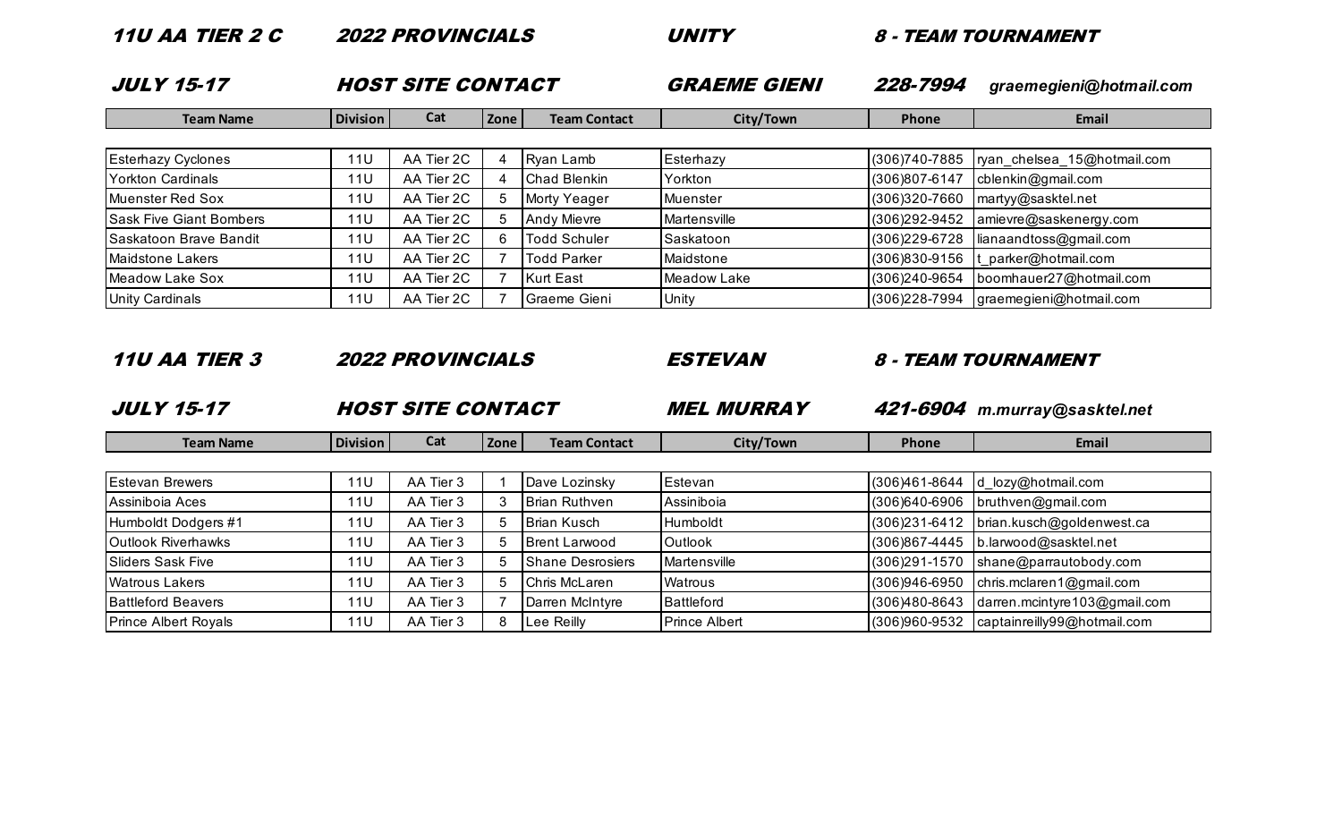## 11U AA TIER 2 C — 2022 PROVINCIALS — UNITY — 8 - TEAM TOURNAMENT

**JULY 15-17 — HOST SITE CONTACT — GRAEME GIENI — 228-7994 — *graemegieni@hotmail.com***

| Team Name | Division | Cat | Zone | Team Contact | City/Town | Phone | Email |
|---|---|---|---|---|---|---|---|
| Esterhazy Cyclones | 11U | AA Tier 2C | 4 | Ryan Lamb | Esterhazy | (306)740-7885 | ryan_chelsea_15@hotmail.com |
| Yorkton Cardinals | 11U | AA Tier 2C | 4 | Chad Blenkin | Yorkton | (306)807-6147 | cblenkin@gmail.com |
| Muenster Red Sox | 11U | AA Tier 2C | 5 | Morty Yeager | Muenster | (306)320-7660 | martyy@sasktel.net |
| Sask Five Giant Bombers | 11U | AA Tier 2C | 5 | Andy Mievre | Martensville | (306)292-9452 | amievre@saskenergy.com |
| Saskatoon Brave Bandit | 11U | AA Tier 2C | 6 | Todd Schuler | Saskatoon | (306)229-6728 | lianaandtoss@gmail.com |
| Maidstone Lakers | 11U | AA Tier 2C | 7 | Todd Parker | Maidstone | (306)830-9156 | t_parker@hotmail.com |
| Meadow Lake Sox | 11U | AA Tier 2C | 7 | Kurt East | Meadow Lake | (306)240-9654 | boomhauer27@hotmail.com |
| Unity Cardinals | 11U | AA Tier 2C | 7 | Graeme Gieni | Unity | (306)228-7994 | graemegieni@hotmail.com |

## 11U AA TIER 3 — 2022 PROVINCIALS — ESTEVAN — 8 - TEAM TOURNAMENT

**JULY 15-17 — HOST SITE CONTACT — MEL MURRAY — 421-6904 — *m.murray@sasktel.net***

| Team Name | Division | Cat | Zone | Team Contact | City/Town | Phone | Email |
|---|---|---|---|---|---|---|---|
| Estevan Brewers | 11U | AA Tier 3 | 1 | Dave Lozinsky | Estevan | (306)461-8644 | d_lozy@hotmail.com |
| Assiniboia Aces | 11U | AA Tier 3 | 3 | Brian Ruthven | Assiniboia | (306)640-6906 | bruthven@gmail.com |
| Humboldt Dodgers #1 | 11U | AA Tier 3 | 5 | Brian Kusch | Humboldt | (306)231-6412 | brian.kusch@goldenwest.ca |
| Outlook Riverhawks | 11U | AA Tier 3 | 5 | Brent Larwood | Outlook | (306)867-4445 | b.larwood@sasktel.net |
| Sliders Sask Five | 11U | AA Tier 3 | 5 | Shane Desrosiers | Martensville | (306)291-1570 | shane@parrautobody.com |
| Watrous Lakers | 11U | AA Tier 3 | 5 | Chris McLaren | Watrous | (306)946-6950 | chris.mclaren1@gmail.com |
| Battleford Beavers | 11U | AA Tier 3 | 7 | Darren McIntyre | Battleford | (306)480-8643 | darren.mcintyre103@gmail.com |
| Prince Albert Royals | 11U | AA Tier 3 | 8 | Lee Reilly | Prince Albert | (306)960-9532 | captainreilly99@hotmail.com |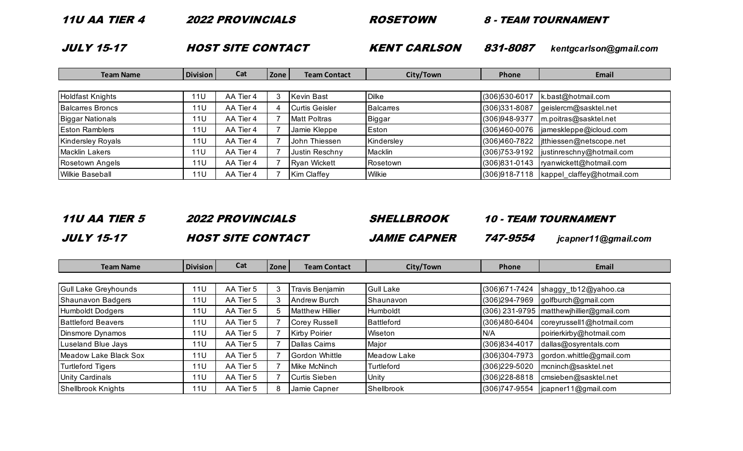## 11U AA TIER 4 — 2022 PROVINCIALS — ROSETOWN — 8 - TEAM TOURNAMENT

## JULY 15-17 — HOST SITE CONTACT — KENT CARLSON — 831-8087 — kentgcarlson@gmail.com

| Team Name | Division | Cat | Zone | Team Contact | City/Town | Phone | Email |
|---|---|---|---|---|---|---|---|
| Holdfast Knights | 11U | AA Tier 4 | 3 | Kevin Bast | Dilke | (306)530-6017 | k.bast@hotmail.com |
| Balcarres Broncs | 11U | AA Tier 4 | 4 | Curtis Geisler | Balcarres | (306)331-8087 | geislercm@sasktel.net |
| Biggar Nationals | 11U | AA Tier 4 | 7 | Matt Poltras | Biggar | (306)948-9377 | m.poitras@sasktel.net |
| Eston Ramblers | 11U | AA Tier 4 | 7 | Jamie Kleppe | Eston | (306)460-0076 | jameskleppe@icloud.com |
| Kindersley Royals | 11U | AA Tier 4 | 7 | John Thiessen | Kindersley | (306)460-7822 | jtthiessen@netscope.net |
| Macklin Lakers | 11U | AA Tier 4 | 7 | Justin Reschny | Macklin | (306)753-9192 | justinreschny@hotmail.com |
| Rosetown Angels | 11U | AA Tier 4 | 7 | Ryan Wickett | Rosetown | (306)831-0143 | ryanwickett@hotmail.com |
| Wilkie Baseball | 11U | AA Tier 4 | 7 | Kim Claffey | Wilkie | (306)918-7118 | kappel_claffey@hotmail.com |

## 11U AA TIER 5 — 2022 PROVINCIALS — SHELLBROOK — 10 - TEAM TOURNAMENT

## JULY 15-17 — HOST SITE CONTACT — JAMIE CAPNER — 747-9554 — jcapner11@gmail.com

| Team Name | Division | Cat | Zone | Team Contact | City/Town | Phone | Email |
|---|---|---|---|---|---|---|---|
| Gull Lake Greyhounds | 11U | AA Tier 5 | 3 | Travis Benjamin | Gull Lake | (306)671-7424 | shaggy_tb12@yahoo.ca |
| Shaunavon Badgers | 11U | AA Tier 5 | 3 | Andrew Burch | Shaunavon | (306)294-7969 | golfburch@gmail.com |
| Humboldt Dodgers | 11U | AA Tier 5 | 5 | Matthew Hillier | Humboldt | (306) 231-9795 | matthewjhillier@gmail.com |
| Battleford Beavers | 11U | AA Tier 5 | 7 | Corey Russell | Battleford | (306)480-6404 | coreyrussell1@hotmail.com |
| Dinsmore Dynamos | 11U | AA Tier 5 | 7 | Kirby Poirier | Wiseton | N/A | poirierkirby@hotmail.com |
| Luseland Blue Jays | 11U | AA Tier 5 | 7 | Dallas Cairns | Major | (306)834-4017 | dallas@osyrentals.com |
| Meadow Lake Black Sox | 11U | AA Tier 5 | 7 | Gordon Whittle | Meadow Lake | (306)304-7973 | gordon.whittle@gmail.com |
| Turtleford Tigers | 11U | AA Tier 5 | 7 | Mike McNinch | Turtleford | (306)229-5020 | mcninch@sasktel.net |
| Unity Cardinals | 11U | AA Tier 5 | 7 | Curtis Sieben | Unity | (306)228-8818 | cmsieben@sasktel.net |
| Shellbrook Knights | 11U | AA Tier 5 | 8 | Jamie Capner | Shellbrook | (306)747-9554 | jcapner11@gmail.com |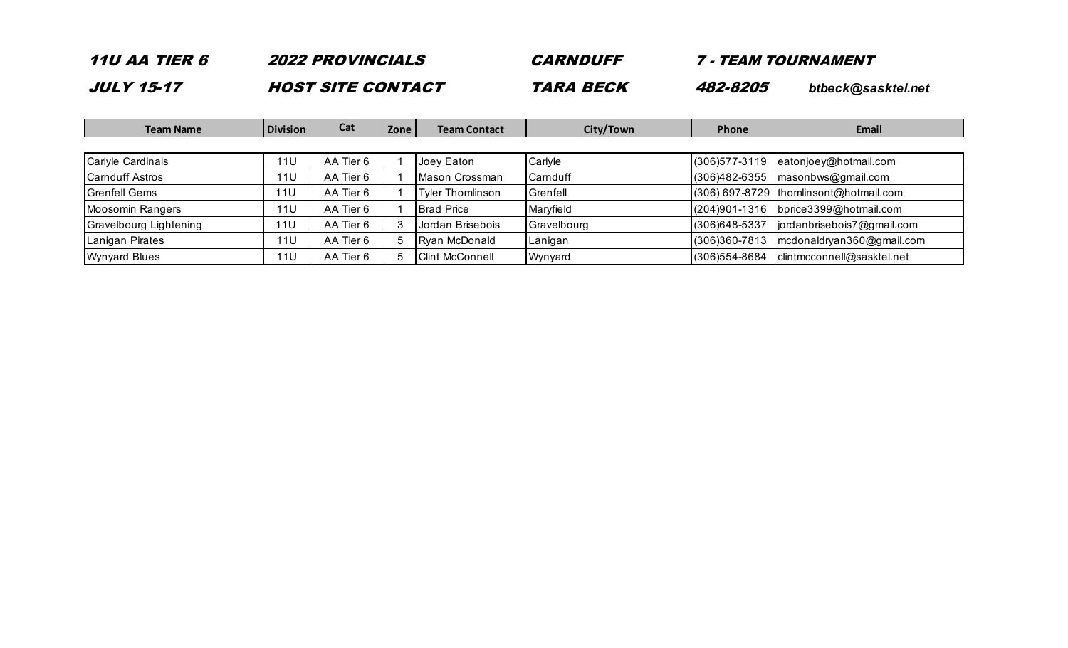***11U AA TIER 6*** ***2022 PROVINCIALS*** ***CARNDUFF*** ***7 - TEAM TOURNAMENT***

***JULY 15-17*** ***HOST SITE CONTACT*** ***TARA BECK*** ***482-8205*** ***btbeck@sasktel.net***

| Team Name | Division | Cat | Zone | Team Contact | City/Town | Phone | Email |
|---|---|---|---|---|---|---|---|
| Carlyle Cardinals | 11U | AA Tier 6 | 1 | Joey Eaton | Carlyle | (306)577-3119 | eatonjoey@hotmail.com |
| Carnduff Astros | 11U | AA Tier 6 | 1 | Mason Crossman | Carnduff | (306)482-6355 | masonbws@gmail.com |
| Grenfell Gems | 11U | AA Tier 6 | 1 | Tyler Thomlinson | Grenfell | (306) 697-8729 | thomlinsont@hotmail.com |
| Moosomin Rangers | 11U | AA Tier 6 | 1 | Brad Price | Maryfield | (204)901-1316 | bprice3399@hotmail.com |
| Gravelbourg Lightening | 11U | AA Tier 6 | 3 | Jordan Brisebois | Gravelbourg | (306)648-5337 | jordanbrisebois7@gmail.com |
| Lanigan Pirates | 11U | AA Tier 6 | 5 | Ryan McDonald | Lanigan | (306)360-7813 | mcdonaldryan360@gmail.com |
| Wynyard Blues | 11U | AA Tier 6 | 5 | Clint McConnell | Wynyard | (306)554-8684 | clintmcconnell@sasktel.net |